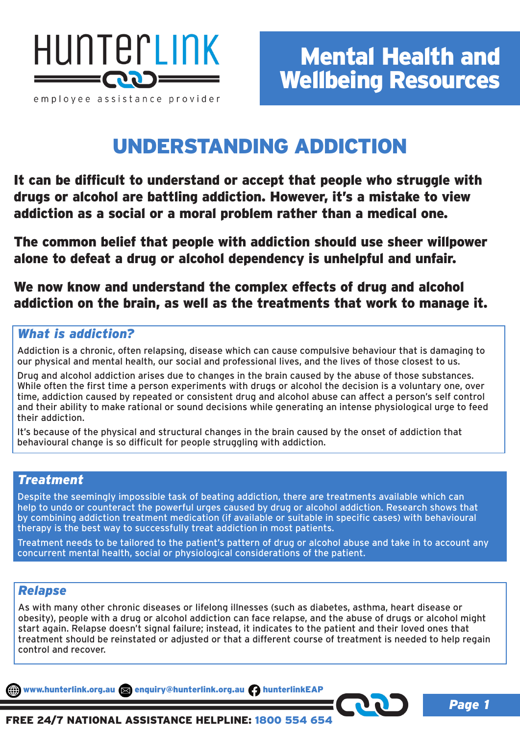HunterLink

employee assistance provider

# Mental Health and Wellbeing Resources

# UNDERSTANDING ADDICTION

**It can be difficult to understand or accept that people who struggle with drugs or alcohol are battling addiction. However, it's a mistake to view addiction as a social or a moral problem rather than a medical one.**

**The common belief that people with addiction should use sheer willpower alone to defeat a drug or alcohol dependency is unhelpful and unfair.**

**We now know and understand the complex effects of drug and alcohol addiction on the brain, as well as the treatments that work to manage it.**

## *What is addiction?*

Addiction is a chronic, often relapsing, disease which can cause compulsive behaviour that is damaging to our physical and mental health, our social and professional lives, and the lives of those closest to us.

Drug and alcohol addiction arises due to changes in the brain caused by the abuse of those substances. While often the first time a person experiments with drugs or alcohol the decision is a voluntary one, over time, addiction caused by repeated or consistent drug and alcohol abuse can affect a person's self control and their ability to make rational or sound decisions while generating an intense physiological urge to feed their addiction.

It's because of the physical and structural changes in the brain caused by the onset of addiction that behavioural change is so difficult for people struggling with addiction.

## *Treatment*

Despite the seemingly impossible task of beating addiction, there are treatments available which can help to undo or counteract the powerful urges caused by drug or alcohol addiction. Research shows that by combining addiction treatment medication (if available or suitable in specific cases) with behavioural therapy is the best way to successfully treat addiction in most patients.

Treatment needs to be tailored to the patient's pattern of drug or alcohol abuse and take in to account any concurrent mental health, social or physiological considerations of the patient.

## *Relapse*

As with many other chronic diseases or lifelong illnesses (such as diabetes, asthma, heart disease or obesity), people with a drug or alcohol addiction can face relapse, and the abuse of drugs or alcohol might start again. Relapse doesn't signal failure; instead, it indicates to the patient and their loved ones that treatment should be reinstated or adjusted or that a different course of treatment is needed to help regain control and recover.

www.hunterlink.org.au enquiry@hunterlink.org.au hunterlinkEAP

**FREE 24/7 NATIONAL ASSISTANCE HELPLINE: 1800 554 654**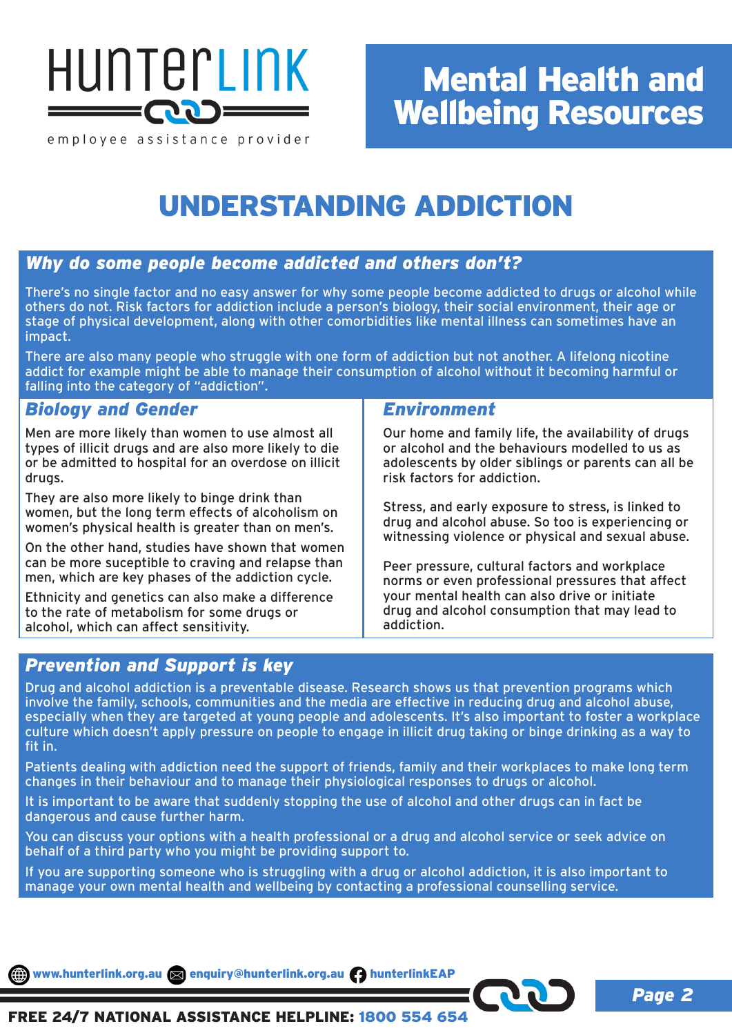# Mental Health and Wellbeing Resources

# UNDERSTANDING ADDICTION

## *Why do some people become addicted and others don't?*

There's no single factor and no easy answer for why some people become addicted to drugs or alcohol while others do not. Risk factors for addiction include a person's biology, their social environment, their age or stage of physical development, along with other comorbidities like mental illness can sometimes have an impact.

There are also many people who struggle with one form of addiction but not another. A lifelong nicotine addict for example might be able to manage their consumption of alcohol without it becoming harmful or falling into the category of "addiction".

### *Biology and Gender*

Men are more likely than women to use almost all types of illicit drugs and are also more likely to die or be admitted to hospital for an overdose on illicit drugs.

They are also more likely to binge drink than women, but the long term effects of alcoholism on women's physical health is greater than on men's.

On the other hand, studies have shown that women can be more suceptible to craving and relapse than men, which are key phases of the addiction cycle.

Ethnicity and genetics can also make a difference to the rate of metabolism for some drugs or alcohol, which can affect sensitivity.

### *Environment*

Our home and family life, the availability of drugs or alcohol and the behaviours modelled to us as adolescents by older siblings or parents can all be risk factors for addiction.

Stress, and early exposure to stress, is linked to drug and alcohol abuse. So too is experiencing or witnessing violence or physical and sexual abuse.

Peer pressure, cultural factors and workplace norms or even professional pressures that affect your mental health can also drive or initiate drug and alcohol consumption that may lead to addiction.

## *Prevention and Support is key*

Drug and alcohol addiction is a preventable disease. Research shows us that prevention programs which involve the family, schools, communities and the media are effective in reducing drug and alcohol abuse, especially when they are targeted at young people and adolescents. It's also important to foster a workplace culture which doesn't apply pressure on people to engage in illicit drug taking or binge drinking as a way to fit in.

Patients dealing with addiction need the support of friends, family and their workplaces to make long term changes in their behaviour and to manage their physiological responses to drugs or alcohol.

It is important to be aware that suddenly stopping the use of alcohol and other drugs can in fact be dangerous and cause further harm.

You can discuss your options with a health professional or a drug and alcohol service or seek advice on behalf of a third party who you might be providing support to.

If you are supporting someone who is struggling with a drug or alcohol addiction, it is also important to manage your own mental health and wellbeing by contacting a professional counselling service.

www.hunterlink.org.au | enquiry@hunterlink.org.au | hunterlinkEAP

**FREE 24/7 NATIONAL ASSISTANCE HELPLINE: 1800 554 654**